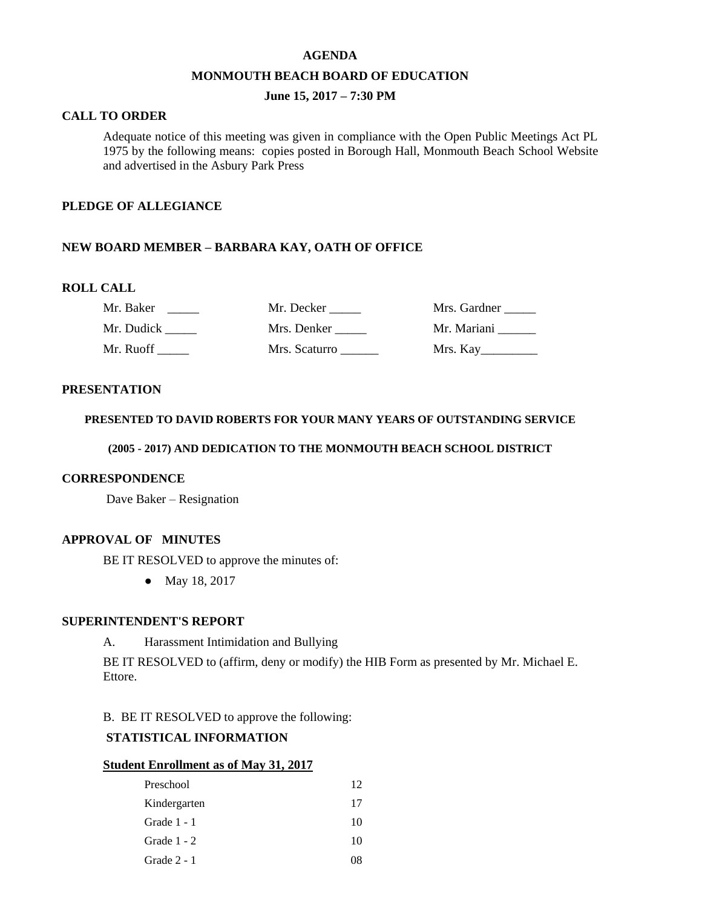# AGENDA

## MONMOUTH BEACH BOARD OF EDUCATION

### June 15, 2017 – 7:30 PM

**CALL TO ORDER**

Adequate notice of this meeting was given in compliance with the Open Public Meetings Act PL 1975 by the following means: copies posted in Borough Hall, Monmouth Beach School Website and advertised in the Asbury Park Press

**PLEDGE OF ALLEGIANCE**

**NEW BOARD MEMBER – BARBARA KAY, OATH OF OFFICE**

**ROLL CALL**

| | | |
|---|---|---|
| Mr. Baker _____ | Mr. Decker _____ | Mrs. Gardner _____ |
| Mr. Dudick _____ | Mrs. Denker _____ | Mr. Mariani ______ |
| Mr. Ruoff _____ | Mrs. Scaturro ______ | Mrs. Kay_________ |

**PRESENTATION**

**PRESENTED TO DAVID ROBERTS FOR YOUR MANY YEARS OF OUTSTANDING SERVICE (2005 - 2017) AND DEDICATION TO THE MONMOUTH BEACH SCHOOL DISTRICT**

**CORRESPONDENCE**

Dave Baker – Resignation

**APPROVAL OF MINUTES**

BE IT RESOLVED to approve the minutes of:

- May 18, 2017

**SUPERINTENDENT'S REPORT**

A. Harassment Intimidation and Bullying

BE IT RESOLVED to (affirm, deny or modify) the HIB Form as presented by Mr. Michael E. Ettore.

B. BE IT RESOLVED to approve the following:

**STATISTICAL INFORMATION**

**Student Enrollment as of May 31, 2017**

| | |
|---|---|
| Preschool | 12 |
| Kindergarten | 17 |
| Grade 1 - 1 | 10 |
| Grade 1 - 2 | 10 |
| Grade 2 - 1 | 08 |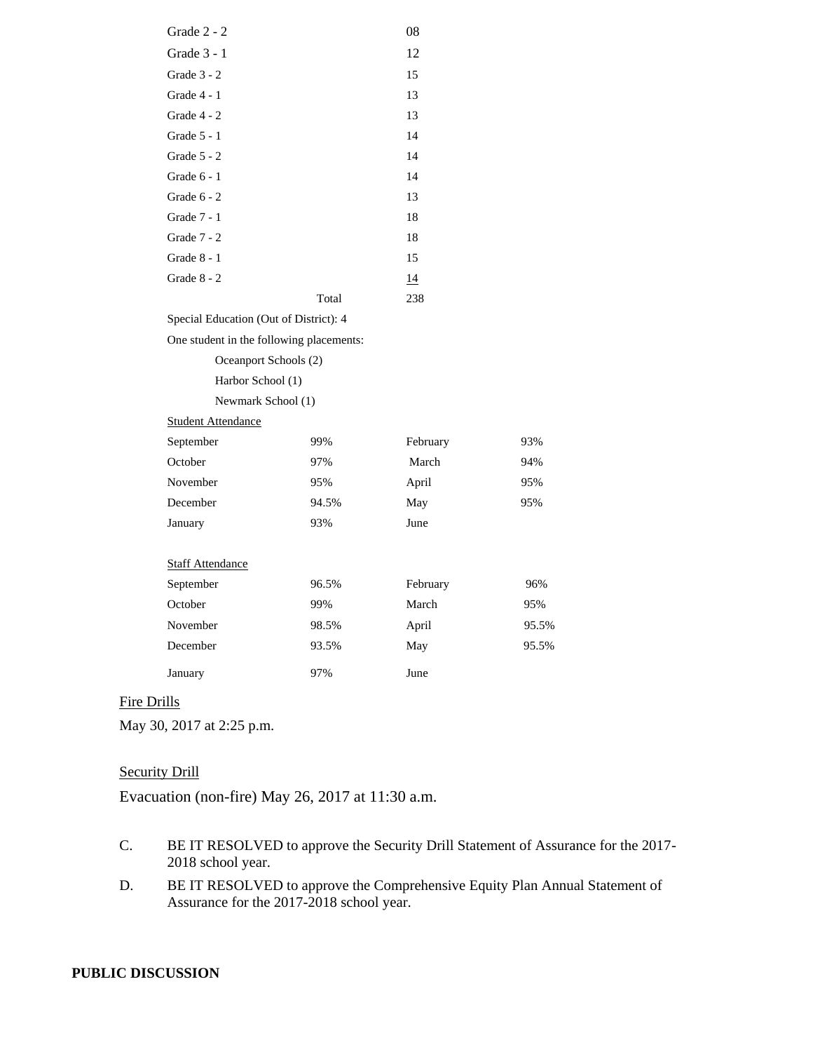| | |
|---|---|
| Grade 2 - 2 | 08 |
| Grade 3 - 1 | 12 |
| Grade 3 - 2 | 15 |
| Grade 4 - 1 | 13 |
| Grade 4 - 2 | 13 |
| Grade 5 - 1 | 14 |
| Grade 5 - 2 | 14 |
| Grade 6 - 1 | 14 |
| Grade 6 - 2 | 13 |
| Grade 7 - 1 | 18 |
| Grade 7 - 2 | 18 |
| Grade 8 - 1 | 15 |
| Grade 8 - 2 | 14 |
| Total | 238 |

Special Education (Out of District): 4

One student in the following placements:

- Oceanport Schools (2)
- Harbor School (1)
- Newmark School (1)

Student Attendance

| | | | |
|---|---|---|---|
| September | 99% | February | 93% |
| October | 97% | March | 94% |
| November | 95% | April | 95% |
| December | 94.5% | May | 95% |
| January | 93% | June | |

Staff Attendance

| | | | |
|---|---|---|---|
| September | 96.5% | February | 96% |
| October | 99% | March | 95% |
| November | 98.5% | April | 95.5% |
| December | 93.5% | May | 95.5% |
| January | 97% | June | |

Fire Drills

May 30, 2017 at 2:25 p.m.

Security Drill

Evacuation (non-fire) May 26, 2017 at 11:30 a.m.

C. BE IT RESOLVED to approve the Security Drill Statement of Assurance for the 2017-2018 school year.

D. BE IT RESOLVED to approve the Comprehensive Equity Plan Annual Statement of Assurance for the 2017-2018 school year.

**PUBLIC DISCUSSION**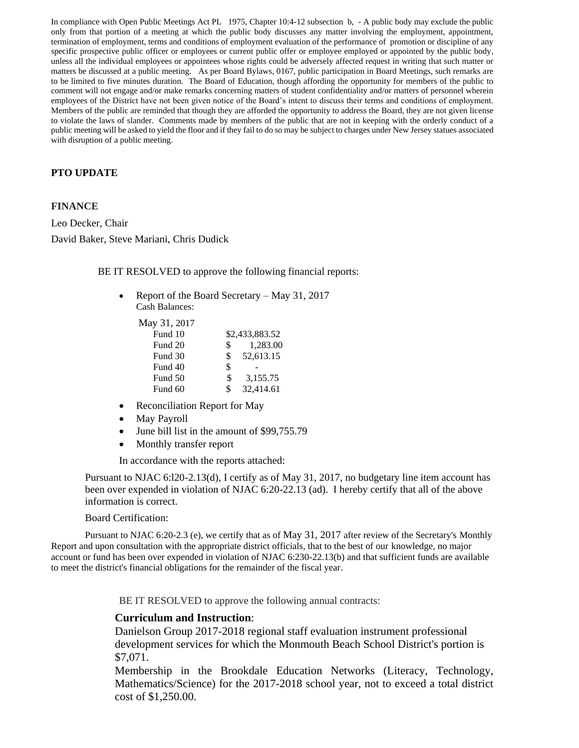In compliance with Open Public Meetings Act PL 1975, Chapter 10:4-12 subsection b, - A public body may exclude the public only from that portion of a meeting at which the public body discusses any matter involving the employment, appointment, termination of employment, terms and conditions of employment evaluation of the performance of promotion or discipline of any specific prospective public officer or employees or current public offer or employee employed or appointed by the public body, unless all the individual employees or appointees whose rights could be adversely affected request in writing that such matter or matters be discussed at a public meeting. As per Board Bylaws, 0167, public participation in Board Meetings, such remarks are to be limited to five minutes duration. The Board of Education, though affording the opportunity for members of the public to comment will not engage and/or make remarks concerning matters of student confidentiality and/or matters of personnel wherein employees of the District have not been given notice of the Board's intent to discuss their terms and conditions of employment. Members of the public are reminded that though they are afforded the opportunity to address the Board, they are not given license to violate the laws of slander. Comments made by members of the public that are not in keeping with the orderly conduct of a public meeting will be asked to yield the floor and if they fail to do so may be subject to charges under New Jersey statues associated with disruption of a public meeting.

**PTO UPDATE**

**FINANCE**

Leo Decker, Chair

David Baker, Steve Mariani, Chris Dudick

BE IT RESOLVED to approve the following financial reports:

- Report of the Board Secretary – May 31, 2017
  Cash Balances:

| May 31, 2017 | |
|---|---|
| Fund 10 | $2,433,883.52 |
| Fund 20 | $ 1,283.00 |
| Fund 30 | $ 52,613.15 |
| Fund 40 | $ - |
| Fund 50 | $ 3,155.75 |
| Fund 60 | $ 32,414.61 |

- Reconciliation Report for May
- May Payroll
- June bill list in the amount of $99,755.79
- Monthly transfer report

In accordance with the reports attached:

Pursuant to NJAC 6:l20-2.13(d), I certify as of May 31, 2017, no budgetary line item account has been over expended in violation of NJAC 6:20-22.13 (ad). I hereby certify that all of the above information is correct.

Board Certification:

Pursuant to NJAC 6:20-2.3 (e), we certify that as of May 31, 2017 after review of the Secretary's Monthly Report and upon consultation with the appropriate district officials, that to the best of our knowledge, no major account or fund has been over expended in violation of NJAC 6:230-22.13(b) and that sufficient funds are available to meet the district's financial obligations for the remainder of the fiscal year.

BE IT RESOLVED to approve the following annual contracts:

**Curriculum and Instruction**:

Danielson Group 2017-2018 regional staff evaluation instrument professional development services for which the Monmouth Beach School District's portion is $7,071.

Membership in the Brookdale Education Networks (Literacy, Technology, Mathematics/Science) for the 2017-2018 school year, not to exceed a total district cost of $1,250.00.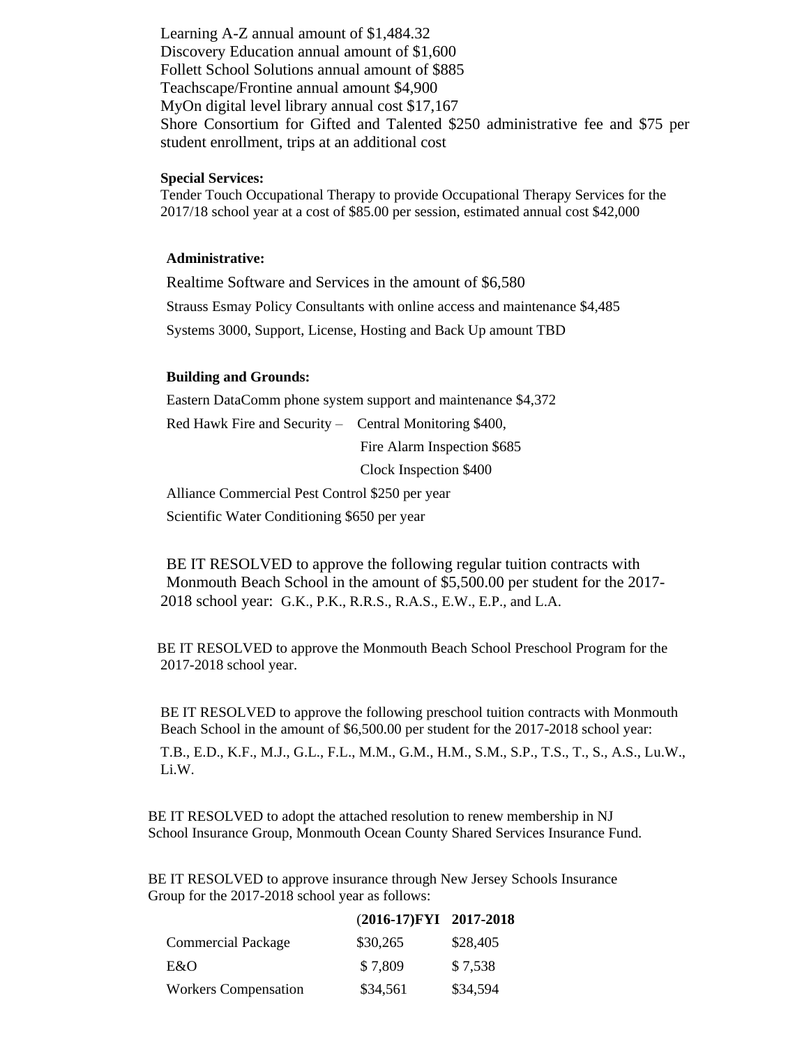Learning A-Z annual amount of $1,484.32
Discovery Education annual amount of $1,600
Follett School Solutions annual amount of $885
Teachscape/Frontine annual amount $4,900
MyOn digital level library annual cost $17,167
Shore Consortium for Gifted and Talented $250 administrative fee and $75 per student enrollment, trips at an additional cost

**Special Services:**

Tender Touch Occupational Therapy to provide Occupational Therapy Services for the 2017/18 school year at a cost of $85.00 per session, estimated annual cost $42,000

**Administrative:**

Realtime Software and Services in the amount of $6,580

Strauss Esmay Policy Consultants with online access and maintenance $4,485

Systems 3000, Support, License, Hosting and Back Up amount TBD

**Building and Grounds:**

Eastern DataComm phone system support and maintenance $4,372

Red Hawk Fire and Security – Central Monitoring $400,
Fire Alarm Inspection $685
Clock Inspection $400

Alliance Commercial Pest Control $250 per year

Scientific Water Conditioning $650 per year

BE IT RESOLVED to approve the following regular tuition contracts with Monmouth Beach School in the amount of $5,500.00 per student for the 2017-2018 school year: G.K., P.K., R.R.S., R.A.S., E.W., E.P., and L.A.

BE IT RESOLVED to approve the Monmouth Beach School Preschool Program for the 2017-2018 school year.

BE IT RESOLVED to approve the following preschool tuition contracts with Monmouth Beach School in the amount of $6,500.00 per student for the 2017-2018 school year:

T.B., E.D., K.F., M.J., G.L., F.L., M.M., G.M., H.M., S.M., S.P., T.S., T., S., A.S., Lu.W., Li.W.

BE IT RESOLVED to adopt the attached resolution to renew membership in NJ School Insurance Group, Monmouth Ocean County Shared Services Insurance Fund.

BE IT RESOLVED to approve insurance through New Jersey Schools Insurance Group for the 2017-2018 school year as follows:

| | **(2016-17)FYI** | **2017-2018** |
|---|---|---|
| Commercial Package | $30,265 | $28,405 |
| E&O | $ 7,809 | $ 7,538 |
| Workers Compensation | $34,561 | $34,594 |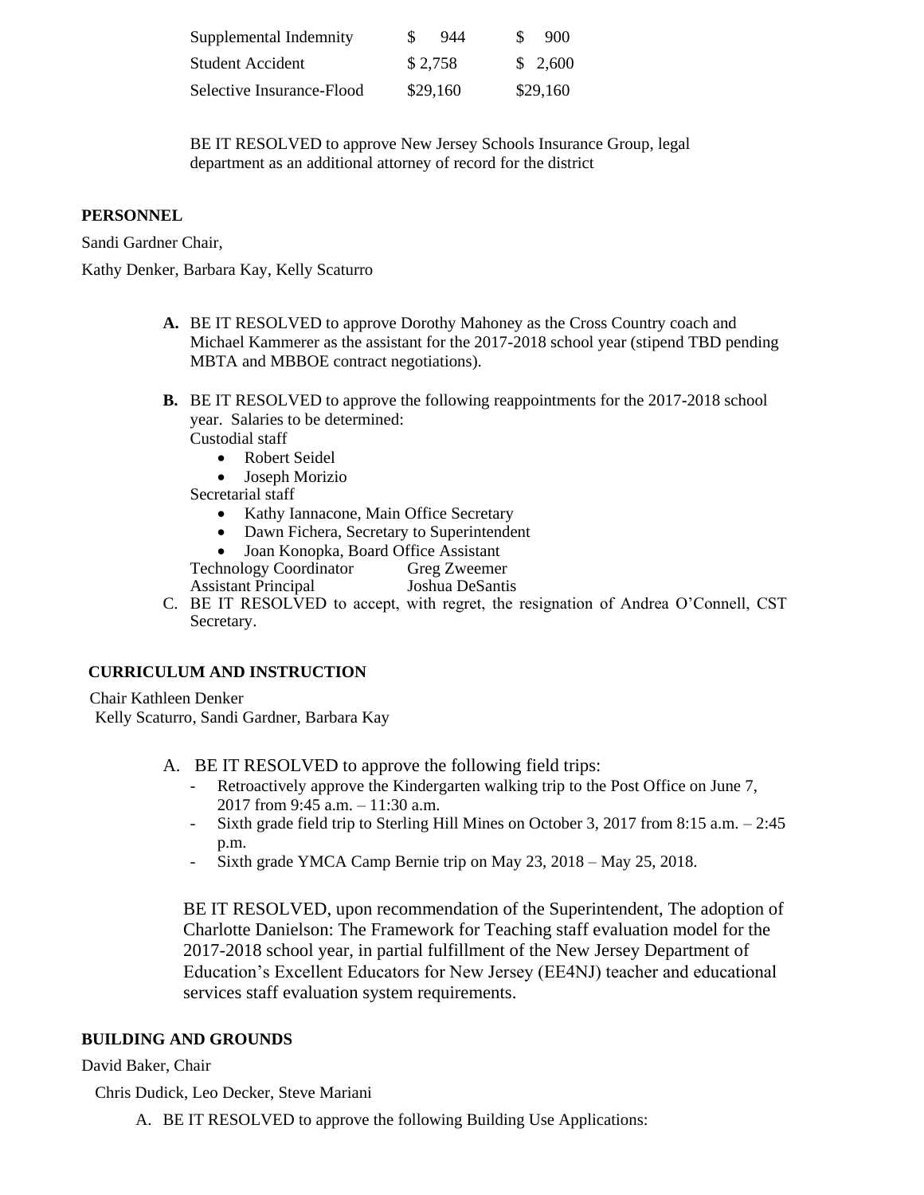| | | |
|---|---|---|
| Supplemental Indemnity | $ 944 | $ 900 |
| Student Accident | $ 2,758 | $ 2,600 |
| Selective Insurance-Flood | $29,160 | $29,160 |

BE IT RESOLVED to approve New Jersey Schools Insurance Group, legal department as an additional attorney of record for the district

**PERSONNEL**

Sandi Gardner Chair,

Kathy Denker, Barbara Kay, Kelly Scaturro

**A.** BE IT RESOLVED to approve Dorothy Mahoney as the Cross Country coach and Michael Kammerer as the assistant for the 2017-2018 school year (stipend TBD pending MBTA and MBBOE contract negotiations).

**B.** BE IT RESOLVED to approve the following reappointments for the 2017-2018 school year. Salaries to be determined:

Custodial staff

- Robert Seidel
- Joseph Morizio

Secretarial staff

- Kathy Iannacone, Main Office Secretary
- Dawn Fichera, Secretary to Superintendent
- Joan Konopka, Board Office Assistant

Technology Coordinator Greg Zweemer

Assistant Principal Joshua DeSantis

C. BE IT RESOLVED to accept, with regret, the resignation of Andrea O'Connell, CST Secretary.

**CURRICULUM AND INSTRUCTION**

Chair Kathleen Denker

Kelly Scaturro, Sandi Gardner, Barbara Kay

A. BE IT RESOLVED to approve the following field trips:

- Retroactively approve the Kindergarten walking trip to the Post Office on June 7, 2017 from 9:45 a.m. – 11:30 a.m.
- Sixth grade field trip to Sterling Hill Mines on October 3, 2017 from 8:15 a.m. – 2:45 p.m.
- Sixth grade YMCA Camp Bernie trip on May 23, 2018 – May 25, 2018.

BE IT RESOLVED, upon recommendation of the Superintendent, The adoption of Charlotte Danielson: The Framework for Teaching staff evaluation model for the 2017-2018 school year, in partial fulfillment of the New Jersey Department of Education's Excellent Educators for New Jersey (EE4NJ) teacher and educational services staff evaluation system requirements.

**BUILDING AND GROUNDS**

David Baker, Chair

Chris Dudick, Leo Decker, Steve Mariani

A. BE IT RESOLVED to approve the following Building Use Applications: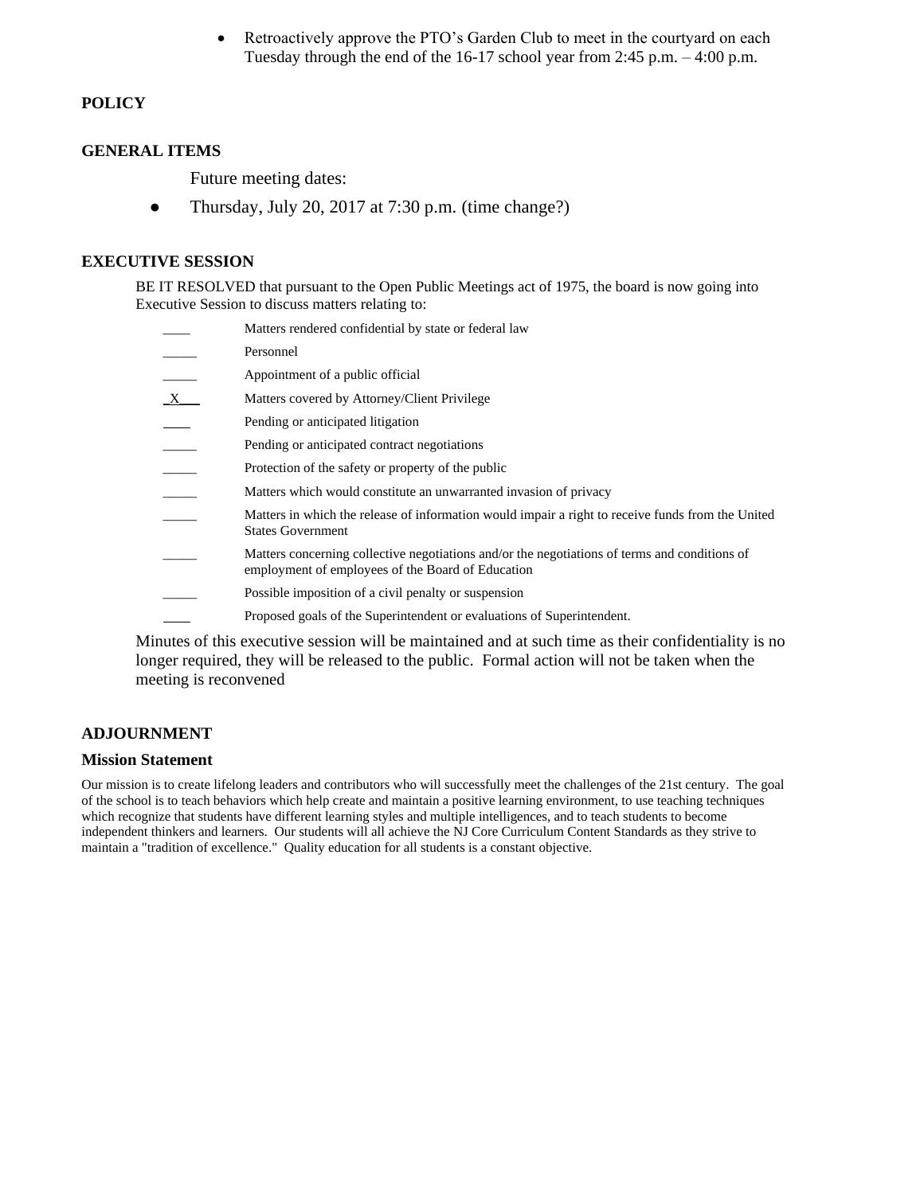- Retroactively approve the PTO's Garden Club to meet in the courtyard on each Tuesday through the end of the 16-17 school year from 2:45 p.m. – 4:00 p.m.

**POLICY**

**GENERAL ITEMS**

Future meeting dates:

- Thursday, July 20, 2017 at 7:30 p.m. (time change?)

**EXECUTIVE SESSION**

BE IT RESOLVED that pursuant to the Open Public Meetings act of 1975, the board is now going into Executive Session to discuss matters relating to:

| | |
|---|---|
| ____ | Matters rendered confidential by state or federal law |
| _____ | Personnel |
| _____ | Appointment of a public official |
| _X___ | Matters covered by Attorney/Client Privilege |
| ____ | Pending or anticipated litigation |
| _____ | Pending or anticipated contract negotiations |
| _____ | Protection of the safety or property of the public |
| _____ | Matters which would constitute an unwarranted invasion of privacy |
| _____ | Matters in which the release of information would impair a right to receive funds from the United States Government |
| _____ | Matters concerning collective negotiations and/or the negotiations of terms and conditions of employment of employees of the Board of Education |
| _____ | Possible imposition of a civil penalty or suspension |
| ____ | Proposed goals of the Superintendent or evaluations of Superintendent. |

Minutes of this executive session will be maintained and at such time as their confidentiality is no longer required, they will be released to the public. Formal action will not be taken when the meeting is reconvened

**ADJOURNMENT**

### Mission Statement

Our mission is to create lifelong leaders and contributors who will successfully meet the challenges of the 21st century. The goal of the school is to teach behaviors which help create and maintain a positive learning environment, to use teaching techniques which recognize that students have different learning styles and multiple intelligences, and to teach students to become independent thinkers and learners. Our students will all achieve the NJ Core Curriculum Content Standards as they strive to maintain a "tradition of excellence." Quality education for all students is a constant objective.